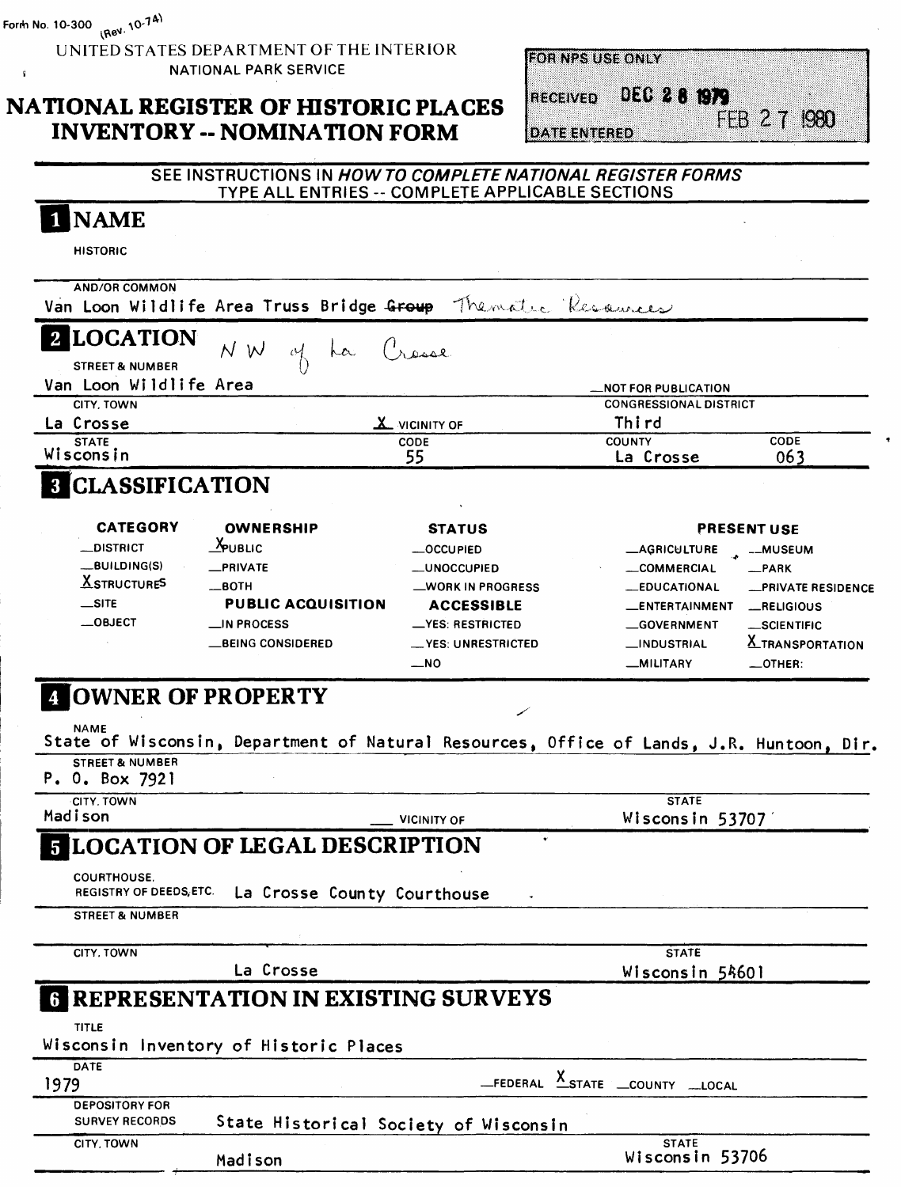Form No. 10-300 (Rev. 10-74)

UNITED STATES DEPARTMENT OF THE INTERIOR
NATIONAL PARK SERVICE

# NATIONAL REGISTER OF HISTORIC PLACES INVENTORY -- NOMINATION FORM

| FOR NPS USE ONLY | |
|---|---|
| RECEIVED | DEC 28 1979 |
| DATE ENTERED | FEB 27 1980 |

SEE INSTRUCTIONS IN *HOW TO COMPLETE NATIONAL REGISTER FORMS*
TYPE ALL ENTRIES -- COMPLETE APPLICABLE SECTIONS

## 1 NAME

HISTORIC

AND/OR COMMON
Van Loon Wildlife Area Truss Bridge ~~Group~~ Thematic Resources

## 2 LOCATION

NW of La Crosse

STREET & NUMBER
Van Loon Wildlife Area — NOT FOR PUBLICATION

| CITY, TOWN | | CONGRESSIONAL DISTRICT | |
|---|---|---|---|
| La Crosse | X VICINITY OF | Third | |
| **STATE** | **CODE** | **COUNTY** | **CODE** |
| Wisconsin | 55 | La Crosse | 063 |

## 3 CLASSIFICATION

| CATEGORY | OWNERSHIP | STATUS | PRESENT USE | |
|---|---|---|---|---|
| __DISTRICT | X PUBLIC | __OCCUPIED | __AGRICULTURE | __MUSEUM |
| __BUILDING(S) | __PRIVATE | __UNOCCUPIED | __COMMERCIAL | __PARK |
| X STRUCTURES | __BOTH | __WORK IN PROGRESS | __EDUCATIONAL | __PRIVATE RESIDENCE |
| __SITE | **PUBLIC ACQUISITION** | **ACCESSIBLE** | __ENTERTAINMENT | __RELIGIOUS |
| __OBJECT | __IN PROCESS | __YES: RESTRICTED | __GOVERNMENT | __SCIENTIFIC |
| | __BEING CONSIDERED | __YES: UNRESTRICTED | __INDUSTRIAL | X TRANSPORTATION |
| | | __NO | __MILITARY | __OTHER: |

## 4 OWNER OF PROPERTY

NAME
State of Wisconsin, Department of Natural Resources, Office of Lands, J.R. Huntoon, Dir.

STREET & NUMBER
P. O. Box 7921

| CITY, TOWN | | STATE |
|---|---|---|
| Madison | __ VICINITY OF | Wisconsin 53707 |

## 5 LOCATION OF LEGAL DESCRIPTION

COURTHOUSE, REGISTRY OF DEEDS, ETC. La Crosse County Courthouse

STREET & NUMBER

| CITY, TOWN | STATE |
|---|---|
| La Crosse | Wisconsin 54601 |

## 6 REPRESENTATION IN EXISTING SURVEYS

TITLE
Wisconsin Inventory of Historic Places

DATE
1979 — __FEDERAL X STATE __COUNTY __LOCAL

DEPOSITORY FOR SURVEY RECORDS State Historical Society of Wisconsin

| CITY, TOWN | STATE |
|---|---|
| Madison | Wisconsin 53706 |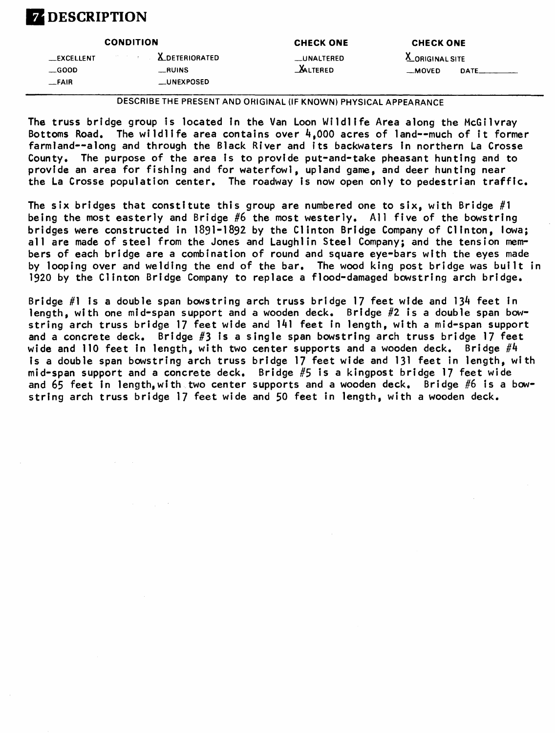# 7 DESCRIPTION

| CONDITION | | CHECK ONE | CHECK ONE |
|---|---|---|---|
| __EXCELLENT | X DETERIORATED | __UNALTERED | X ORIGINAL SITE |
| __GOOD | __RUINS | X ALTERED | __MOVED DATE______ |
| __FAIR | __UNEXPOSED | | |

DESCRIBE THE PRESENT AND ORIGINAL (IF KNOWN) PHYSICAL APPEARANCE

The truss bridge group is located in the Van Loon Wildlife Area along the McGilvray Bottoms Road. The wildlife area contains over 4,000 acres of land--much of it former farmland--along and through the Black River and its backwaters in northern La Crosse County. The purpose of the area is to provide put-and-take pheasant hunting and to provide an area for fishing and for waterfowl, upland game, and deer hunting near the La Crosse population center. The roadway is now open only to pedestrian traffic.

The six bridges that constitute this group are numbered one to six, with Bridge #1 being the most easterly and Bridge #6 the most westerly. All five of the bowstring bridges were constructed in 1891-1892 by the Clinton Bridge Company of Clinton, Iowa; all are made of steel from the Jones and Laughlin Steel Company; and the tension members of each bridge are a combination of round and square eye-bars with the eyes made by looping over and welding the end of the bar. The wood king post bridge was built in 1920 by the Clinton Bridge Company to replace a flood-damaged bowstring arch bridge.

Bridge #1 is a double span bowstring arch truss bridge 17 feet wide and 134 feet in length, with one mid-span support and a wooden deck. Bridge #2 is a double span bowstring arch truss bridge 17 feet wide and 141 feet in length, with a mid-span support and a concrete deck. Bridge #3 is a single span bowstring arch truss bridge 17 feet wide and 110 feet in length, with two center supports and a wooden deck. Bridge #4 is a double span bowstring arch truss bridge 17 feet wide and 131 feet in length, with mid-span support and a concrete deck. Bridge #5 is a kingpost bridge 17 feet wide and 65 feet in length, with two center supports and a wooden deck. Bridge #6 is a bowstring arch truss bridge 17 feet wide and 50 feet in length, with a wooden deck.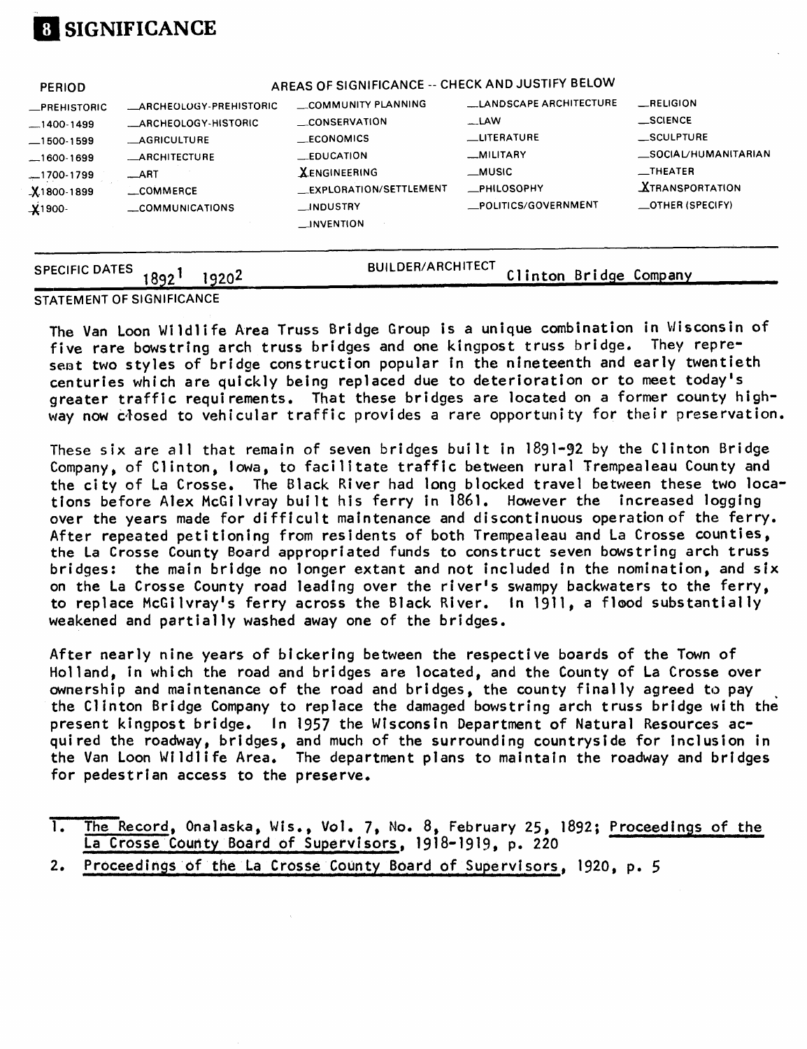# 8 SIGNIFICANCE

| PERIOD | AREAS OF SIGNIFICANCE -- CHECK AND JUSTIFY BELOW | | | |
| --- | --- | --- | --- | --- |
| _PREHISTORIC | _ARCHEOLOGY-PREHISTORIC | _COMMUNITY PLANNING | _LANDSCAPE ARCHITECTURE | _RELIGION |
| _1400-1499 | _ARCHEOLOGY-HISTORIC | _CONSERVATION | _LAW | _SCIENCE |
| _1500-1599 | _AGRICULTURE | _ECONOMICS | _LITERATURE | _SCULPTURE |
| _1600-1699 | _ARCHITECTURE | _EDUCATION | _MILITARY | _SOCIAL/HUMANITARIAN |
| _1700-1799 | _ART | X ENGINEERING | _MUSIC | _THEATER |
| X 1800-1899 | _COMMERCE | _EXPLORATION/SETTLEMENT | _PHILOSOPHY | X TRANSPORTATION |
| X 1900- | _COMMUNICATIONS | _INDUSTRY | _POLITICS/GOVERNMENT | _OTHER (SPECIFY) |
| | | _INVENTION | | |

SPECIFIC DATES 1892[1] 1920[2]

BUILDER/ARCHITECT Clinton Bridge Company

STATEMENT OF SIGNIFICANCE

The Van Loon Wildlife Area Truss Bridge Group is a unique combination in Wisconsin of five rare bowstring arch truss bridges and one kingpost truss bridge. They represent two styles of bridge construction popular in the nineteenth and early twentieth centuries which are quickly being replaced due to deterioration or to meet today's greater traffic requirements. That these bridges are located on a former county highway now closed to vehicular traffic provides a rare opportunity for their preservation.

These six are all that remain of seven bridges built in 1891-92 by the Clinton Bridge Company, of Clinton, Iowa, to facilitate traffic between rural Trempealeau County and the city of La Crosse. The Black River had long blocked travel between these two locations before Alex McGilvray built his ferry in 1861. However the increased logging over the years made for difficult maintenance and discontinuous operation of the ferry. After repeated petitioning from residents of both Trempealeau and La Crosse counties, the La Crosse County Board appropriated funds to construct seven bowstring arch truss bridges: the main bridge no longer extant and not included in the nomination, and six on the La Crosse County road leading over the river's swampy backwaters to the ferry, to replace McGilvray's ferry across the Black River. In 1911, a flood substantially weakened and partially washed away one of the bridges.

After nearly nine years of bickering between the respective boards of the Town of Holland, in which the road and bridges are located, and the County of La Crosse over ownership and maintenance of the road and bridges, the county finally agreed to pay the Clinton Bridge Company to replace the damaged bowstring arch truss bridge with the present kingpost bridge. In 1957 the Wisconsin Department of Natural Resources acquired the roadway, bridges, and much of the surrounding countryside for inclusion in the Van Loon Wildlife Area. The department plans to maintain the roadway and bridges for pedestrian access to the preserve.

1. The Record, Onalaska, Wis., Vol. 7, No. 8, February 25, 1892; Proceedings of the La Crosse County Board of Supervisors, 1918-1919, p. 220
2. Proceedings of the La Crosse County Board of Supervisors, 1920, p. 5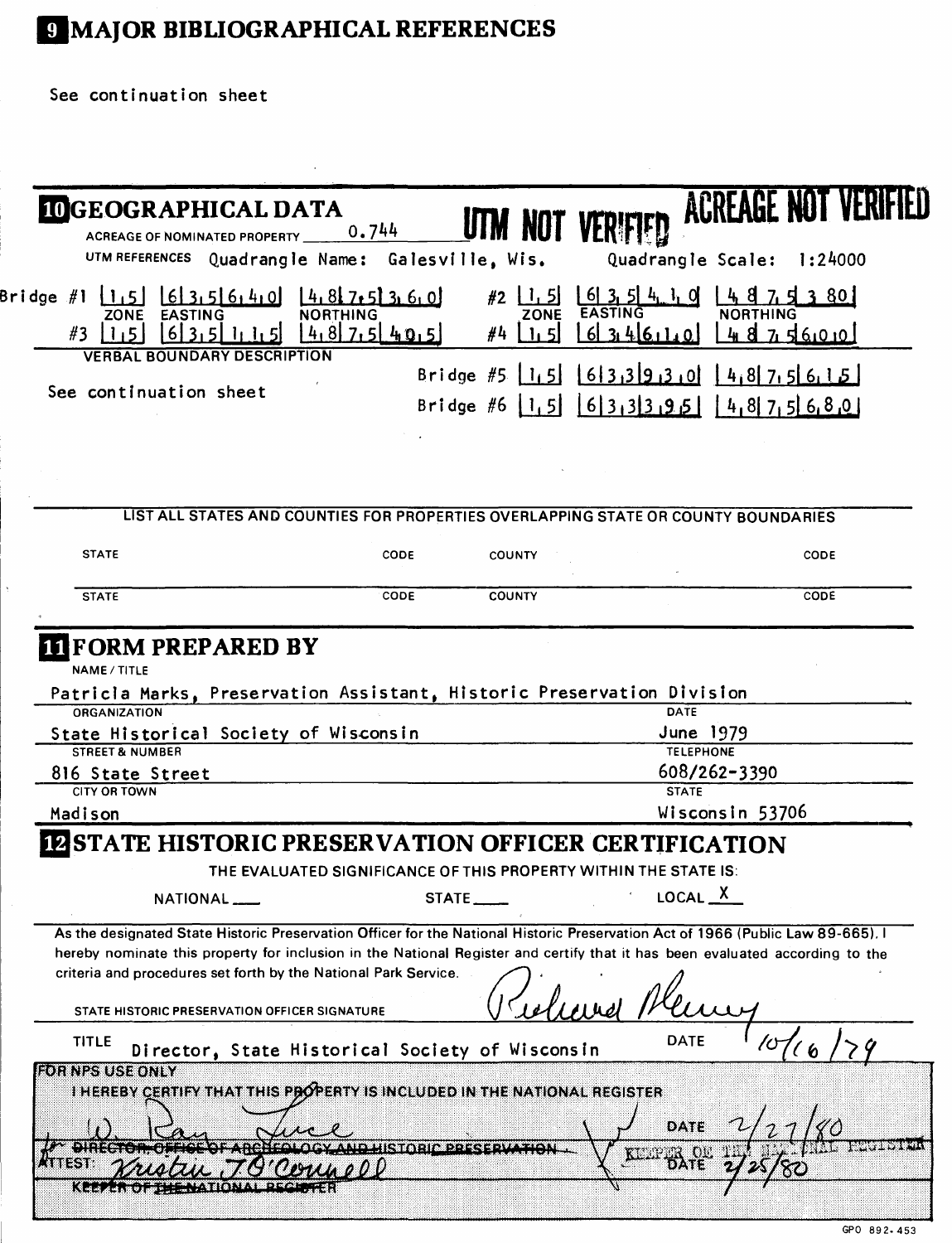## 9 MAJOR BIBLIOGRAPHICAL REFERENCES

See continuation sheet

## 10 GEOGRAPHICAL DATA

ACREAGE OF NOMINATED PROPERTY 0.744 **UTM NOT VERIFIED** **ACREAGE NOT VERIFIED**

UTM REFERENCES Quadrangle Name: Galesville, Wis. Quadrangle Scale: 1:24000

| | ZONE | EASTING | NORTHING | | ZONE | EASTING | NORTHING |
|---|---|---|---|---|---|---|---|
| Bridge #1 | 15 | 635640 | 4875360 | #2 | 15 | 635410 | 4875380 |
| #3 | 15 | 635115 | 4875405 | #4 | 15 | 634610 | 4875600 |
| Bridge #5 | 15 | 633930 | 4875615 | | | | |
| Bridge #6 | 15 | 633395 | 4875680 | | | | |

VERBAL BOUNDARY DESCRIPTION

See continuation sheet

LIST ALL STATES AND COUNTIES FOR PROPERTIES OVERLAPPING STATE OR COUNTY BOUNDARIES

| STATE | CODE | COUNTY | CODE |
|---|---|---|---|
| STATE | CODE | COUNTY | CODE |

## 11 FORM PREPARED BY

NAME / TITLE
Patricia Marks, Preservation Assistant, Historic Preservation Division

ORGANIZATION
State Historical Society of Wisconsin

DATE
June 1979

STREET & NUMBER
816 State Street

TELEPHONE
608/262-3390

CITY OR TOWN
Madison

STATE
Wisconsin 53706

## 12 STATE HISTORIC PRESERVATION OFFICER CERTIFICATION

THE EVALUATED SIGNIFICANCE OF THIS PROPERTY WITHIN THE STATE IS:

NATIONAL \_\_\_ STATE \_\_\_ LOCAL X

As the designated State Historic Preservation Officer for the National Historic Preservation Act of 1966 (Public Law 89-665), I hereby nominate this property for inclusion in the National Register and certify that it has been evaluated according to the criteria and procedures set forth by the National Park Service.

STATE HISTORIC PRESERVATION OFFICER SIGNATURE Richard Erney

TITLE Director, State Historical Society of Wisconsin DATE 10/16/79

FOR NPS USE ONLY

I HEREBY CERTIFY THAT THIS PROPERTY IS INCLUDED IN THE NATIONAL REGISTER

W. Ray Luce DATE 2/27/80

~~DIRECTOR, OFFICE OF ARCHEOLOGY AND HISTORIC PRESERVATION~~ KEEPER OF THE NATIONAL REGISTER

ATTEST: Kristin T O'Connell DATE 2/25/80

KEEPER OF ~~THE~~ NATIONAL REGISTER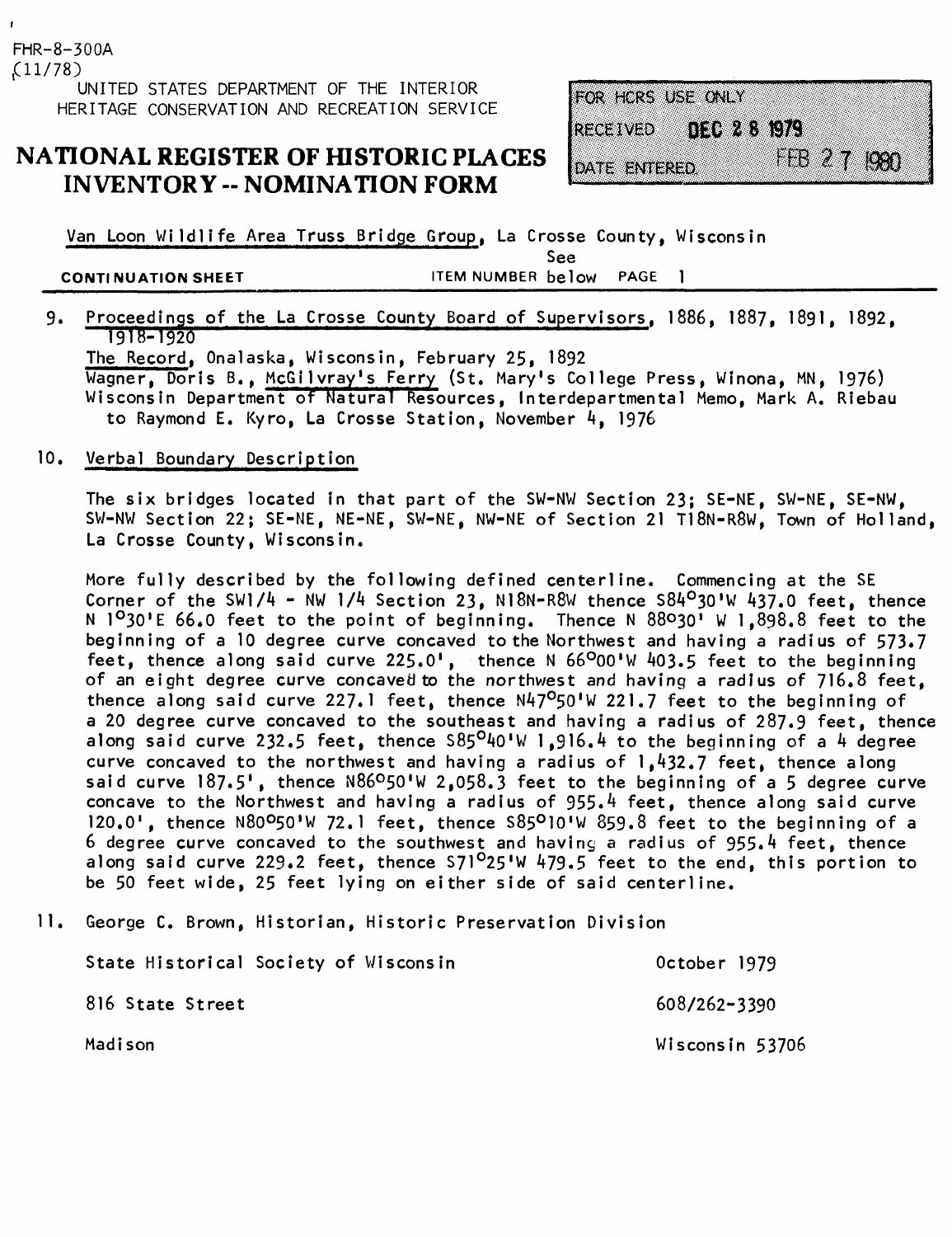FHR-8-300A
(11/78)

UNITED STATES DEPARTMENT OF THE INTERIOR
HERITAGE CONSERVATION AND RECREATION SERVICE

# NATIONAL REGISTER OF HISTORIC PLACES INVENTORY -- NOMINATION FORM

FOR HCRS USE ONLY
RECEIVED DEC 28 1979
DATE ENTERED FEB 27 1980

Van Loon Wildlife Area Truss Bridge Group, La Crosse County, Wisconsin

**CONTINUATION SHEET** ITEM NUMBER See below PAGE 1

9. Proceedings of the La Crosse County Board of Supervisors, 1886, 1887, 1891, 1892, 1918-1920
   The Record, Onalaska, Wisconsin, February 25, 1892
   Wagner, Doris B., McGilvray's Ferry (St. Mary's College Press, Winona, MN, 1976)
   Wisconsin Department of Natural Resources, Interdepartmental Memo, Mark A. Riebau to Raymond E. Kyro, La Crosse Station, November 4, 1976

10. Verbal Boundary Description

    The six bridges located in that part of the SW-NW Section 23; SE-NE, SW-NE, SE-NW, SW-NW Section 22; SE-NE, NE-NE, SW-NE, NW-NE of Section 21 T18N-R8W, Town of Holland, La Crosse County, Wisconsin.

    More fully described by the following defined centerline. Commencing at the SE Corner of the SW1/4 - NW 1/4 Section 23, N18N-R8W thence S84°30'W 437.0 feet, thence N 1°30'E 66.0 feet to the point of beginning. Thence N 88°30' W 1,898.8 feet to the beginning of a 10 degree curve concaved to the Northwest and having a radius of 573.7 feet, thence along said curve 225.0', thence N 66°00'W 403.5 feet to the beginning of an eight degree curve concaved to the northwest and having a radius of 716.8 feet, thence along said curve 227.1 feet, thence N47°50'W 221.7 feet to the beginning of a 20 degree curve concaved to the southeast and having a radius of 287.9 feet, thence along said curve 232.5 feet, thence S85°40'W 1,916.4 to the beginning of a 4 degree curve concaved to the northwest and having a radius of 1,432.7 feet, thence along said curve 187.5', thence N86°50'W 2,058.3 feet to the beginning of a 5 degree curve concave to the Northwest and having a radius of 955.4 feet, thence along said curve 120.0', thence N80°50'W 72.1 feet, thence S85°10'W 859.8 feet to the beginning of a 6 degree curve concaved to the southwest and having a radius of 955.4 feet, thence along said curve 229.2 feet, thence S71°25'W 479.5 feet to the end, this portion to be 50 feet wide, 25 feet lying on either side of said centerline.

11. George C. Brown, Historian, Historic Preservation Division

    State Historical Society of Wisconsin — October 1979

    816 State Street — 608/262-3390

    Madison — Wisconsin 53706